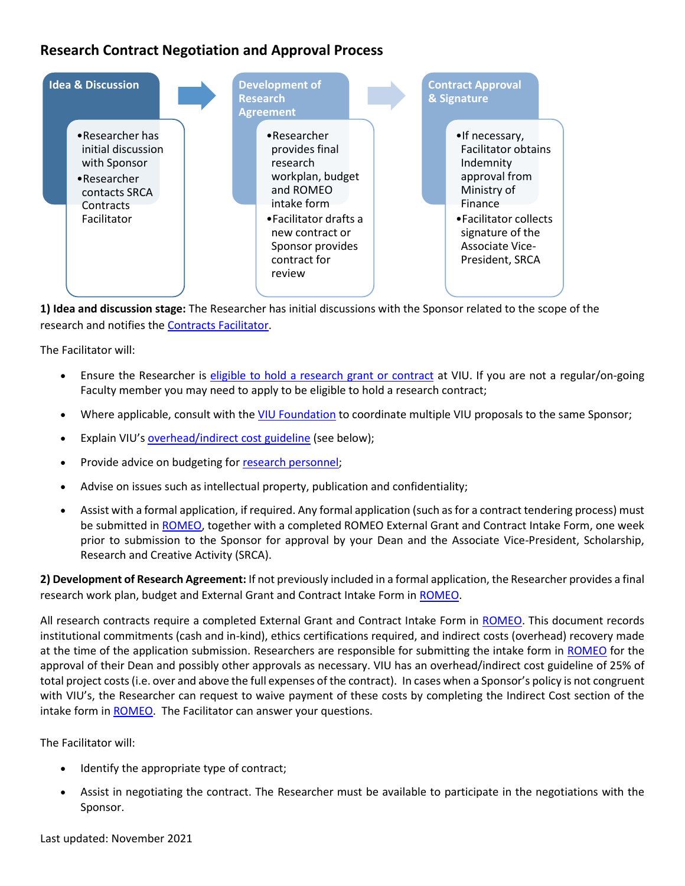# Research Contract Negotiation and Approval Process

**Idea & Discussion**

- Researcher has initial discussion with Sponsor
- Researcher contacts SRCA Contracts Facilitator

**Development of Research Agreement**

- Researcher provides final research workplan, budget and ROMEO intake form
- Facilitator drafts a new contract or Sponsor provides contract for review

**Contract Approval & Signature**

- If necessary, Facilitator obtains Indemnity approval from Ministry of Finance
- Facilitator collects signature of the Associate Vice-President, SRCA

**1) Idea and discussion stage:** The Researcher has initial discussions with the Sponsor related to the scope of the research and notifies the Contracts Facilitator.

The Facilitator will:

- Ensure the Researcher is eligible to hold a research grant or contract at VIU. If you are not a regular/on-going Faculty member you may need to apply to be eligible to hold a research contract;
- Where applicable, consult with the VIU Foundation to coordinate multiple VIU proposals to the same Sponsor;
- Explain VIU's overhead/indirect cost guideline (see below);
- Provide advice on budgeting for research personnel;
- Advise on issues such as intellectual property, publication and confidentiality;
- Assist with a formal application, if required. Any formal application (such as for a contract tendering process) must be submitted in ROMEO, together with a completed ROMEO External Grant and Contract Intake Form, one week prior to submission to the Sponsor for approval by your Dean and the Associate Vice-President, Scholarship, Research and Creative Activity (SRCA).

**2) Development of Research Agreement:** If not previously included in a formal application, the Researcher provides a final research work plan, budget and External Grant and Contract Intake Form in ROMEO.

All research contracts require a completed External Grant and Contract Intake Form in ROMEO. This document records institutional commitments (cash and in-kind), ethics certifications required, and indirect costs (overhead) recovery made at the time of the application submission. Researchers are responsible for submitting the intake form in ROMEO for the approval of their Dean and possibly other approvals as necessary. VIU has an overhead/indirect cost guideline of 25% of total project costs (i.e. over and above the full expenses of the contract). In cases when a Sponsor's policy is not congruent with VIU's, the Researcher can request to waive payment of these costs by completing the Indirect Cost section of the intake form in ROMEO. The Facilitator can answer your questions.

The Facilitator will:

- Identify the appropriate type of contract;
- Assist in negotiating the contract. The Researcher must be available to participate in the negotiations with the Sponsor.

Last updated: November 2021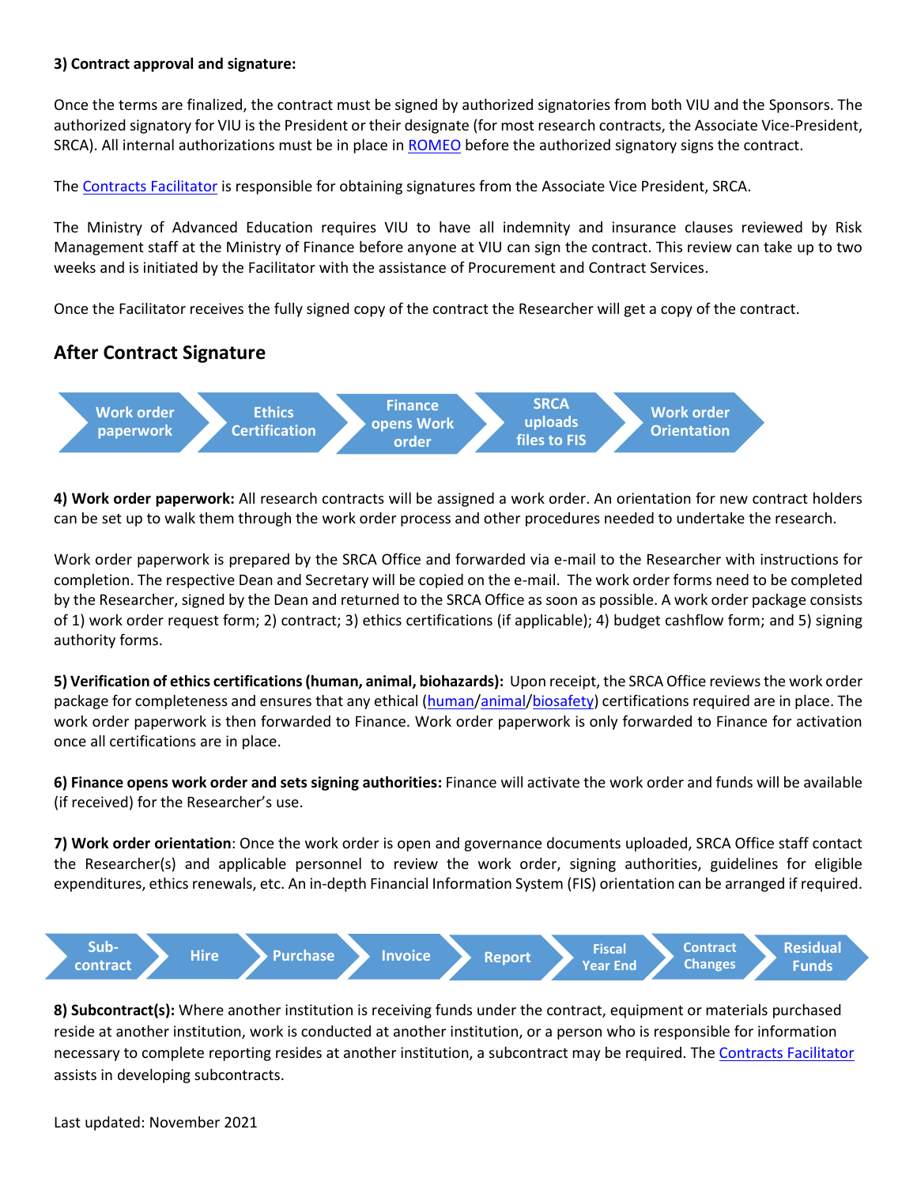**3) Contract approval and signature:**

Once the terms are finalized, the contract must be signed by authorized signatories from both VIU and the Sponsors. The authorized signatory for VIU is the President or their designate (for most research contracts, the Associate Vice-President, SRCA). All internal authorizations must be in place in ROMEO before the authorized signatory signs the contract.

The Contracts Facilitator is responsible for obtaining signatures from the Associate Vice President, SRCA.

The Ministry of Advanced Education requires VIU to have all indemnity and insurance clauses reviewed by Risk Management staff at the Ministry of Finance before anyone at VIU can sign the contract. This review can take up to two weeks and is initiated by the Facilitator with the assistance of Procurement and Contract Services.

Once the Facilitator receives the fully signed copy of the contract the Researcher will get a copy of the contract.

## After Contract Signature

Work order paperwork → Ethics Certification → Finance opens Work order → SRCA uploads files to FIS → Work order Orientation

**4) Work order paperwork:** All research contracts will be assigned a work order. An orientation for new contract holders can be set up to walk them through the work order process and other procedures needed to undertake the research.

Work order paperwork is prepared by the SRCA Office and forwarded via e-mail to the Researcher with instructions for completion. The respective Dean and Secretary will be copied on the e-mail. The work order forms need to be completed by the Researcher, signed by the Dean and returned to the SRCA Office as soon as possible. A work order package consists of 1) work order request form; 2) contract; 3) ethics certifications (if applicable); 4) budget cashflow form; and 5) signing authority forms.

**5) Verification of ethics certifications (human, animal, biohazards):** Upon receipt, the SRCA Office reviews the work order package for completeness and ensures that any ethical (human/animal/biosafety) certifications required are in place. The work order paperwork is then forwarded to Finance. Work order paperwork is only forwarded to Finance for activation once all certifications are in place.

**6) Finance opens work order and sets signing authorities:** Finance will activate the work order and funds will be available (if received) for the Researcher's use.

**7) Work order orientation**: Once the work order is open and governance documents uploaded, SRCA Office staff contact the Researcher(s) and applicable personnel to review the work order, signing authorities, guidelines for eligible expenditures, ethics renewals, etc. An in-depth Financial Information System (FIS) orientation can be arranged if required.

Sub-contract → Hire → Purchase → Invoice → Report → Fiscal Year End → Contract Changes → Residual Funds

**8) Subcontract(s):** Where another institution is receiving funds under the contract, equipment or materials purchased reside at another institution, work is conducted at another institution, or a person who is responsible for information necessary to complete reporting resides at another institution, a subcontract may be required. The Contracts Facilitator assists in developing subcontracts.

Last updated: November 2021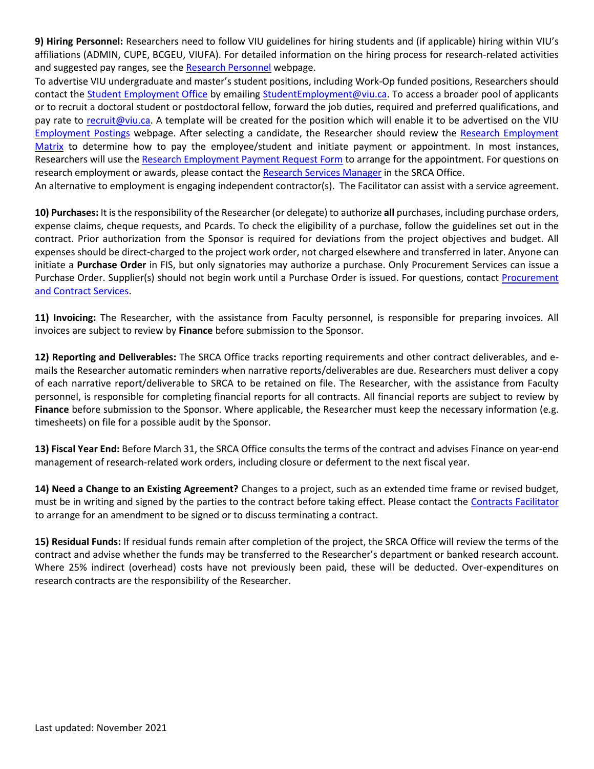**9) Hiring Personnel:** Researchers need to follow VIU guidelines for hiring students and (if applicable) hiring within VIU's affiliations (ADMIN, CUPE, BCGEU, VIUFA). For detailed information on the hiring process for research-related activities and suggested pay ranges, see the Research Personnel webpage.

To advertise VIU undergraduate and master's student positions, including Work-Op funded positions, Researchers should contact the Student Employment Office by emailing StudentEmployment@viu.ca. To access a broader pool of applicants or to recruit a doctoral student or postdoctoral fellow, forward the job duties, required and preferred qualifications, and pay rate to recruit@viu.ca. A template will be created for the position which will enable it to be advertised on the VIU Employment Postings webpage. After selecting a candidate, the Researcher should review the Research Employment Matrix to determine how to pay the employee/student and initiate payment or appointment. In most instances, Researchers will use the Research Employment Payment Request Form to arrange for the appointment. For questions on research employment or awards, please contact the Research Services Manager in the SRCA Office.

An alternative to employment is engaging independent contractor(s). The Facilitator can assist with a service agreement.

**10) Purchases:** It is the responsibility of the Researcher (or delegate) to authorize **all** purchases, including purchase orders, expense claims, cheque requests, and Pcards. To check the eligibility of a purchase, follow the guidelines set out in the contract. Prior authorization from the Sponsor is required for deviations from the project objectives and budget. All expenses should be direct-charged to the project work order, not charged elsewhere and transferred in later. Anyone can initiate a **Purchase Order** in FIS, but only signatories may authorize a purchase. Only Procurement Services can issue a Purchase Order. Supplier(s) should not begin work until a Purchase Order is issued. For questions, contact Procurement and Contract Services.

**11) Invoicing:** The Researcher, with the assistance from Faculty personnel, is responsible for preparing invoices. All invoices are subject to review by **Finance** before submission to the Sponsor.

**12) Reporting and Deliverables:** The SRCA Office tracks reporting requirements and other contract deliverables, and e-mails the Researcher automatic reminders when narrative reports/deliverables are due. Researchers must deliver a copy of each narrative report/deliverable to SRCA to be retained on file. The Researcher, with the assistance from Faculty personnel, is responsible for completing financial reports for all contracts. All financial reports are subject to review by **Finance** before submission to the Sponsor. Where applicable, the Researcher must keep the necessary information (e.g. timesheets) on file for a possible audit by the Sponsor.

**13) Fiscal Year End:** Before March 31, the SRCA Office consults the terms of the contract and advises Finance on year-end management of research-related work orders, including closure or deferment to the next fiscal year.

**14) Need a Change to an Existing Agreement?** Changes to a project, such as an extended time frame or revised budget, must be in writing and signed by the parties to the contract before taking effect. Please contact the Contracts Facilitator to arrange for an amendment to be signed or to discuss terminating a contract.

**15) Residual Funds:** If residual funds remain after completion of the project, the SRCA Office will review the terms of the contract and advise whether the funds may be transferred to the Researcher's department or banked research account. Where 25% indirect (overhead) costs have not previously been paid, these will be deducted. Over-expenditures on research contracts are the responsibility of the Researcher.

Last updated: November 2021